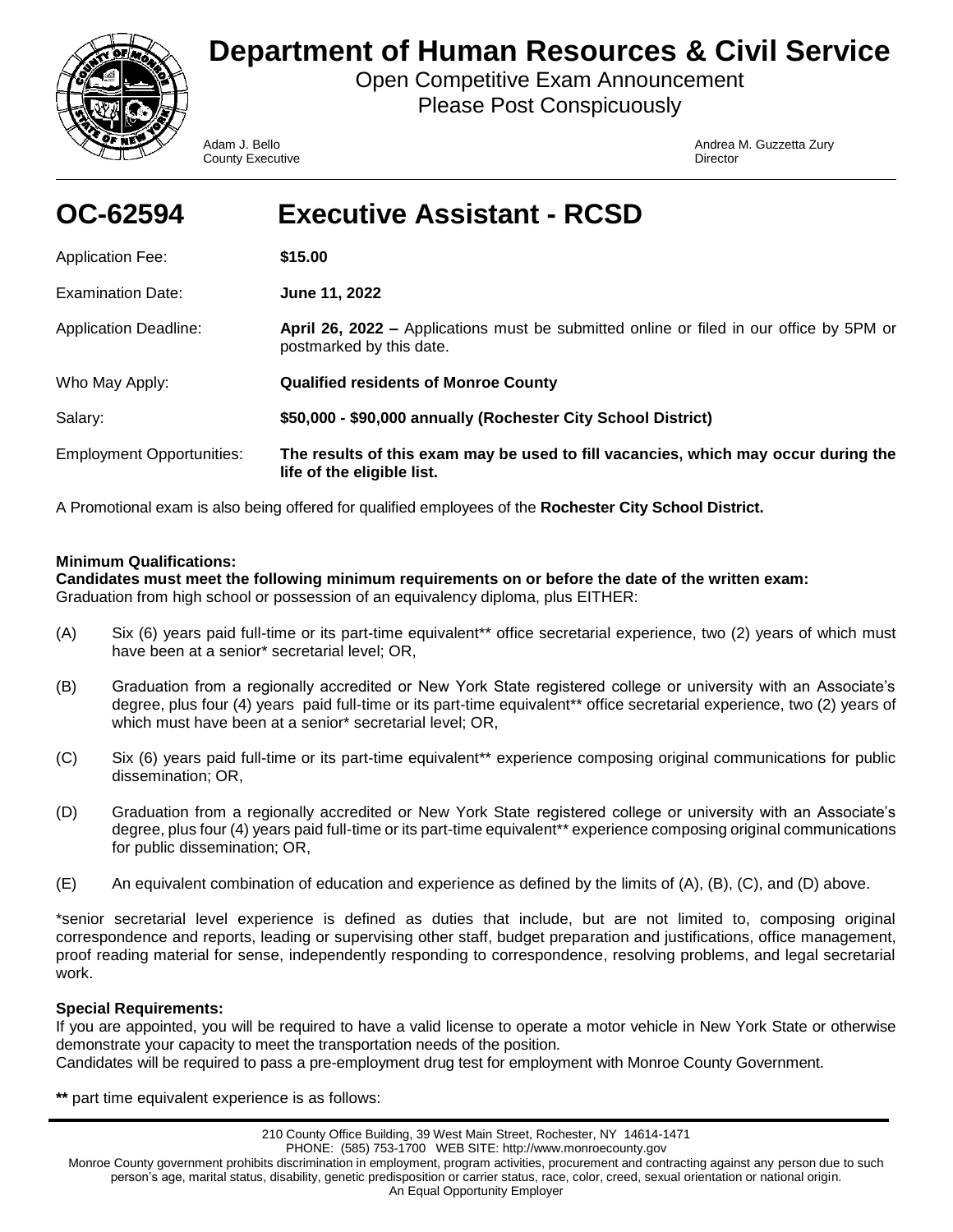# Department of Human Resources & Civil Service

Open Competitive Exam Announcement
Please Post Conspicuously

Adam J. Bello
County Executive

Andrea M. Guzzetta Zury
Director

## OC-62594 Executive Assistant - RCSD

| | |
|---|---|
| Application Fee: | **$15.00** |
| Examination Date: | **June 11, 2022** |
| Application Deadline: | **April 26, 2022 –** Applications must be submitted online or filed in our office by 5PM or postmarked by this date. |
| Who May Apply: | **Qualified residents of Monroe County** |
| Salary: | **$50,000 - $90,000 annually (Rochester City School District)** |
| Employment Opportunities: | **The results of this exam may be used to fill vacancies, which may occur during the life of the eligible list.** |

A Promotional exam is also being offered for qualified employees of the **Rochester City School District.**

**Minimum Qualifications:**
**Candidates must meet the following minimum requirements on or before the date of the written exam:**
Graduation from high school or possession of an equivalency diploma, plus EITHER:

(A) Six (6) years paid full-time or its part-time equivalent** office secretarial experience, two (2) years of which must have been at a senior* secretarial level; OR,

(B) Graduation from a regionally accredited or New York State registered college or university with an Associate's degree, plus four (4) years paid full-time or its part-time equivalent** office secretarial experience, two (2) years of which must have been at a senior* secretarial level; OR,

(C) Six (6) years paid full-time or its part-time equivalent** experience composing original communications for public dissemination; OR,

(D) Graduation from a regionally accredited or New York State registered college or university with an Associate's degree, plus four (4) years paid full-time or its part-time equivalent** experience composing original communications for public dissemination; OR,

(E) An equivalent combination of education and experience as defined by the limits of (A), (B), (C), and (D) above.

*senior secretarial level experience is defined as duties that include, but are not limited to, composing original correspondence and reports, leading or supervising other staff, budget preparation and justifications, office management, proof reading material for sense, independently responding to correspondence, resolving problems, and legal secretarial work.

**Special Requirements:**
If you are appointed, you will be required to have a valid license to operate a motor vehicle in New York State or otherwise demonstrate your capacity to meet the transportation needs of the position.
Candidates will be required to pass a pre-employment drug test for employment with Monroe County Government.

**\*\*** part time equivalent experience is as follows:

210 County Office Building, 39 West Main Street, Rochester, NY 14614-1471
PHONE: (585) 753-1700 WEB SITE: http://www.monroecounty.gov
Monroe County government prohibits discrimination in employment, program activities, procurement and contracting against any person due to such person's age, marital status, disability, genetic predisposition or carrier status, race, color, creed, sexual orientation or national origin.
An Equal Opportunity Employer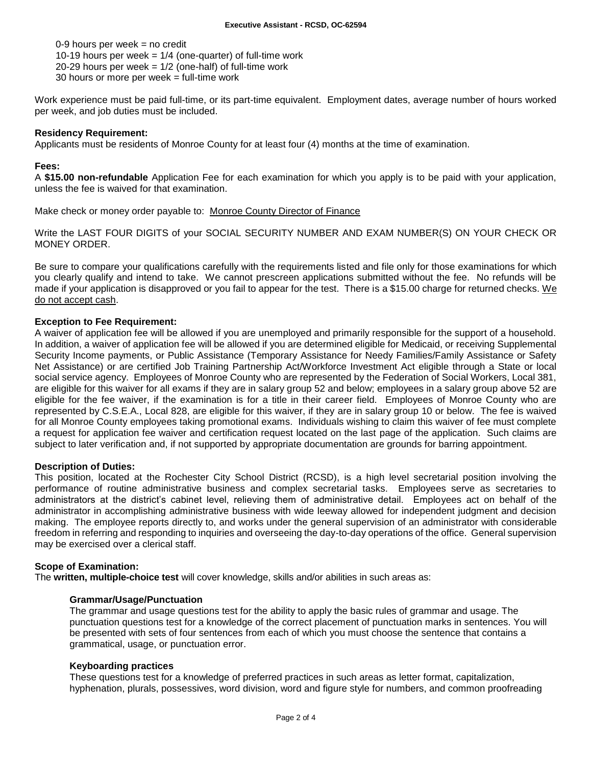0-9 hours per week = no credit
10-19 hours per week = 1/4 (one-quarter) of full-time work
20-29 hours per week = 1/2 (one-half) of full-time work
30 hours or more per week = full-time work

Work experience must be paid full-time, or its part-time equivalent. Employment dates, average number of hours worked per week, and job duties must be included.

**Residency Requirement:**
Applicants must be residents of Monroe County for at least four (4) months at the time of examination.

**Fees:**
A **$15.00 non-refundable** Application Fee for each examination for which you apply is to be paid with your application, unless the fee is waived for that examination.

Make check or money order payable to: Monroe County Director of Finance

Write the LAST FOUR DIGITS of your SOCIAL SECURITY NUMBER AND EXAM NUMBER(S) ON YOUR CHECK OR MONEY ORDER.

Be sure to compare your qualifications carefully with the requirements listed and file only for those examinations for which you clearly qualify and intend to take. We cannot prescreen applications submitted without the fee. No refunds will be made if your application is disapproved or you fail to appear for the test. There is a $15.00 charge for returned checks. We do not accept cash.

**Exception to Fee Requirement:**
A waiver of application fee will be allowed if you are unemployed and primarily responsible for the support of a household. In addition, a waiver of application fee will be allowed if you are determined eligible for Medicaid, or receiving Supplemental Security Income payments, or Public Assistance (Temporary Assistance for Needy Families/Family Assistance or Safety Net Assistance) or are certified Job Training Partnership Act/Workforce Investment Act eligible through a State or local social service agency. Employees of Monroe County who are represented by the Federation of Social Workers, Local 381, are eligible for this waiver for all exams if they are in salary group 52 and below; employees in a salary group above 52 are eligible for the fee waiver, if the examination is for a title in their career field. Employees of Monroe County who are represented by C.S.E.A., Local 828, are eligible for this waiver, if they are in salary group 10 or below. The fee is waived for all Monroe County employees taking promotional exams. Individuals wishing to claim this waiver of fee must complete a request for application fee waiver and certification request located on the last page of the application. Such claims are subject to later verification and, if not supported by appropriate documentation are grounds for barring appointment.

**Description of Duties:**
This position, located at the Rochester City School District (RCSD), is a high level secretarial position involving the performance of routine administrative business and complex secretarial tasks. Employees serve as secretaries to administrators at the district's cabinet level, relieving them of administrative detail. Employees act on behalf of the administrator in accomplishing administrative business with wide leeway allowed for independent judgment and decision making. The employee reports directly to, and works under the general supervision of an administrator with considerable freedom in referring and responding to inquiries and overseeing the day-to-day operations of the office. General supervision may be exercised over a clerical staff.

**Scope of Examination:**
The **written, multiple-choice test** will cover knowledge, skills and/or abilities in such areas as:

**Grammar/Usage/Punctuation**
The grammar and usage questions test for the ability to apply the basic rules of grammar and usage. The punctuation questions test for a knowledge of the correct placement of punctuation marks in sentences. You will be presented with sets of four sentences from each of which you must choose the sentence that contains a grammatical, usage, or punctuation error.

**Keyboarding practices**
These questions test for a knowledge of preferred practices in such areas as letter format, capitalization, hyphenation, plurals, possessives, word division, word and figure style for numbers, and common proofreading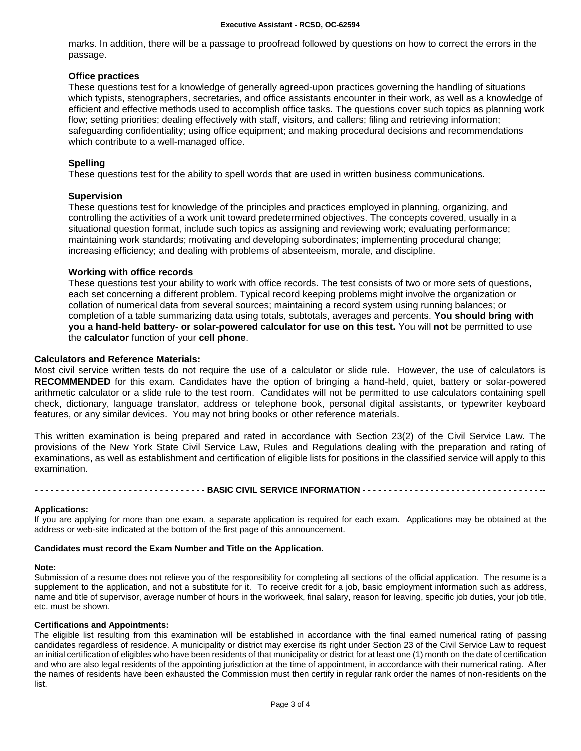marks. In addition, there will be a passage to proofread followed by questions on how to correct the errors in the passage.

**Office practices**
These questions test for a knowledge of generally agreed-upon practices governing the handling of situations which typists, stenographers, secretaries, and office assistants encounter in their work, as well as a knowledge of efficient and effective methods used to accomplish office tasks. The questions cover such topics as planning work flow; setting priorities; dealing effectively with staff, visitors, and callers; filing and retrieving information; safeguarding confidentiality; using office equipment; and making procedural decisions and recommendations which contribute to a well-managed office.

**Spelling**
These questions test for the ability to spell words that are used in written business communications.

**Supervision**
These questions test for knowledge of the principles and practices employed in planning, organizing, and controlling the activities of a work unit toward predetermined objectives. The concepts covered, usually in a situational question format, include such topics as assigning and reviewing work; evaluating performance; maintaining work standards; motivating and developing subordinates; implementing procedural change; increasing efficiency; and dealing with problems of absenteeism, morale, and discipline.

**Working with office records**
These questions test your ability to work with office records. The test consists of two or more sets of questions, each set concerning a different problem. Typical record keeping problems might involve the organization or collation of numerical data from several sources; maintaining a record system using running balances; or completion of a table summarizing data using totals, subtotals, averages and percents. **You should bring with you a hand-held battery- or solar-powered calculator for use on this test.** You will **not** be permitted to use the **calculator** function of your **cell phone**.

**Calculators and Reference Materials:**
Most civil service written tests do not require the use of a calculator or slide rule. However, the use of calculators is **RECOMMENDED** for this exam. Candidates have the option of bringing a hand-held, quiet, battery or solar-powered arithmetic calculator or a slide rule to the test room. Candidates will not be permitted to use calculators containing spell check, dictionary, language translator, address or telephone book, personal digital assistants, or typewriter keyboard features, or any similar devices. You may not bring books or other reference materials.

This written examination is being prepared and rated in accordance with Section 23(2) of the Civil Service Law. The provisions of the New York State Civil Service Law, Rules and Regulations dealing with the preparation and rating of examinations, as well as establishment and certification of eligible lists for positions in the classified service will apply to this examination.

**- - - - - - - - - - - - - - - - - - - - - - - - - - - - - - - - BASIC CIVIL SERVICE INFORMATION - - - - - - - - - - - - - - - - - - - - - - - - - - - - - - - - - - -**

**Applications:**
If you are applying for more than one exam, a separate application is required for each exam. Applications may be obtained at the address or web-site indicated at the bottom of the first page of this announcement.

**Candidates must record the Exam Number and Title on the Application.**

**Note:**
Submission of a resume does not relieve you of the responsibility for completing all sections of the official application. The resume is a supplement to the application, and not a substitute for it. To receive credit for a job, basic employment information such as address, name and title of supervisor, average number of hours in the workweek, final salary, reason for leaving, specific job duties, your job title, etc. must be shown.

**Certifications and Appointments:**
The eligible list resulting from this examination will be established in accordance with the final earned numerical rating of passing candidates regardless of residence. A municipality or district may exercise its right under Section 23 of the Civil Service Law to request an initial certification of eligibles who have been residents of that municipality or district for at least one (1) month on the date of certification and who are also legal residents of the appointing jurisdiction at the time of appointment, in accordance with their numerical rating. After the names of residents have been exhausted the Commission must then certify in regular rank order the names of non-residents on the list.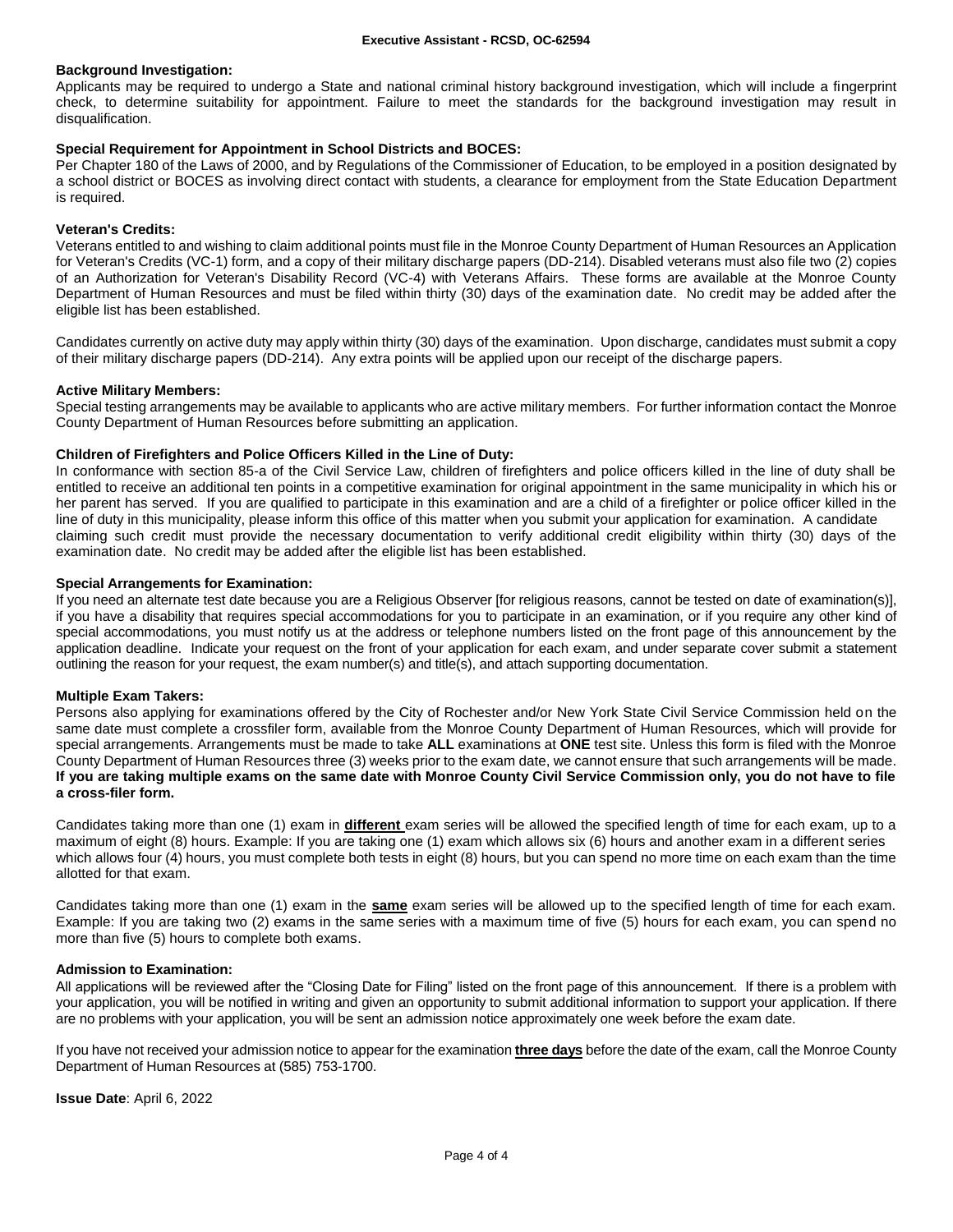**Background Investigation:**
Applicants may be required to undergo a State and national criminal history background investigation, which will include a fingerprint check, to determine suitability for appointment. Failure to meet the standards for the background investigation may result in disqualification.

**Special Requirement for Appointment in School Districts and BOCES:**
Per Chapter 180 of the Laws of 2000, and by Regulations of the Commissioner of Education, to be employed in a position designated by a school district or BOCES as involving direct contact with students, a clearance for employment from the State Education Department is required.

**Veteran's Credits:**
Veterans entitled to and wishing to claim additional points must file in the Monroe County Department of Human Resources an Application for Veteran's Credits (VC-1) form, and a copy of their military discharge papers (DD-214). Disabled veterans must also file two (2) copies of an Authorization for Veteran's Disability Record (VC-4) with Veterans Affairs. These forms are available at the Monroe County Department of Human Resources and must be filed within thirty (30) days of the examination date. No credit may be added after the eligible list has been established.

Candidates currently on active duty may apply within thirty (30) days of the examination. Upon discharge, candidates must submit a copy of their military discharge papers (DD-214). Any extra points will be applied upon our receipt of the discharge papers.

**Active Military Members:**
Special testing arrangements may be available to applicants who are active military members. For further information contact the Monroe County Department of Human Resources before submitting an application.

**Children of Firefighters and Police Officers Killed in the Line of Duty:**
In conformance with section 85-a of the Civil Service Law, children of firefighters and police officers killed in the line of duty shall be entitled to receive an additional ten points in a competitive examination for original appointment in the same municipality in which his or her parent has served. If you are qualified to participate in this examination and are a child of a firefighter or police officer killed in the line of duty in this municipality, please inform this office of this matter when you submit your application for examination. A candidate claiming such credit must provide the necessary documentation to verify additional credit eligibility within thirty (30) days of the examination date. No credit may be added after the eligible list has been established.

**Special Arrangements for Examination:**
If you need an alternate test date because you are a Religious Observer [for religious reasons, cannot be tested on date of examination(s)], if you have a disability that requires special accommodations for you to participate in an examination, or if you require any other kind of special accommodations, you must notify us at the address or telephone numbers listed on the front page of this announcement by the application deadline. Indicate your request on the front of your application for each exam, and under separate cover submit a statement outlining the reason for your request, the exam number(s) and title(s), and attach supporting documentation.

**Multiple Exam Takers:**
Persons also applying for examinations offered by the City of Rochester and/or New York State Civil Service Commission held on the same date must complete a crossfiler form, available from the Monroe County Department of Human Resources, which will provide for special arrangements. Arrangements must be made to take **ALL** examinations at **ONE** test site. Unless this form is filed with the Monroe County Department of Human Resources three (3) weeks prior to the exam date, we cannot ensure that such arrangements will be made. **If you are taking multiple exams on the same date with Monroe County Civil Service Commission only, you do not have to file a cross-filer form.**

Candidates taking more than one (1) exam in **different** exam series will be allowed the specified length of time for each exam, up to a maximum of eight (8) hours. Example: If you are taking one (1) exam which allows six (6) hours and another exam in a different series which allows four (4) hours, you must complete both tests in eight (8) hours, but you can spend no more time on each exam than the time allotted for that exam.

Candidates taking more than one (1) exam in the **same** exam series will be allowed up to the specified length of time for each exam. Example: If you are taking two (2) exams in the same series with a maximum time of five (5) hours for each exam, you can spend no more than five (5) hours to complete both exams.

**Admission to Examination:**
All applications will be reviewed after the "Closing Date for Filing" listed on the front page of this announcement. If there is a problem with your application, you will be notified in writing and given an opportunity to submit additional information to support your application. If there are no problems with your application, you will be sent an admission notice approximately one week before the exam date.

If you have not received your admission notice to appear for the examination **three days** before the date of the exam, call the Monroe County Department of Human Resources at (585) 753-1700.

**Issue Date**: April 6, 2022